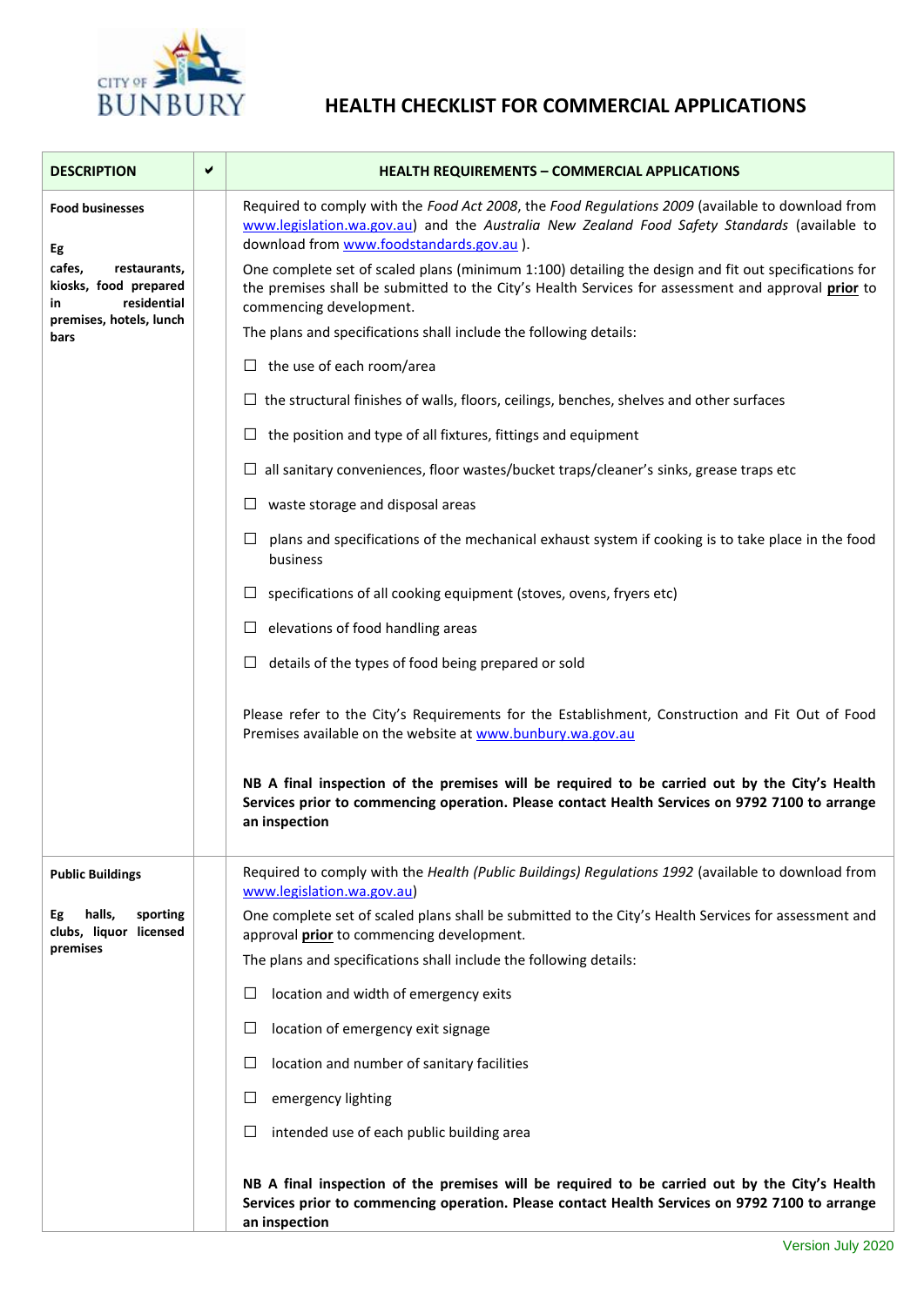# HEALTH CHECKLIST FOR COMMERCIAL APPLICATIONS

| DESCRIPTION | ✔ | HEALTH REQUIREMENTS – COMMERCIAL APPLICATIONS |
|---|---|---|
| **Food businesses**<br><br>**Eg**<br>**cafes, restaurants, kiosks, food prepared in residential premises, hotels, lunch bars** | | Required to comply with the *Food Act 2008*, the *Food Regulations 2009* (available to download from www.legislation.wa.gov.au) and the *Australia New Zealand Food Safety Standards* (available to download from www.foodstandards.gov.au ).<br><br>One complete set of scaled plans (minimum 1:100) detailing the design and fit out specifications for the premises shall be submitted to the City's Health Services for assessment and approval **prior** to commencing development.<br><br>The plans and specifications shall include the following details:<br><br>☐ the use of each room/area<br>☐ the structural finishes of walls, floors, ceilings, benches, shelves and other surfaces<br>☐ the position and type of all fixtures, fittings and equipment<br>☐ all sanitary conveniences, floor wastes/bucket traps/cleaner's sinks, grease traps etc<br>☐ waste storage and disposal areas<br>☐ plans and specifications of the mechanical exhaust system if cooking is to take place in the food business<br>☐ specifications of all cooking equipment (stoves, ovens, fryers etc)<br>☐ elevations of food handling areas<br>☐ details of the types of food being prepared or sold<br><br>Please refer to the City's Requirements for the Establishment, Construction and Fit Out of Food Premises available on the website at www.bunbury.wa.gov.au<br><br>**NB A final inspection of the premises will be required to be carried out by the City's Health Services prior to commencing operation. Please contact Health Services on 9792 7100 to arrange an inspection** |
| **Public Buildings**<br><br>**Eg halls, sporting clubs, liquor licensed premises** | | Required to comply with the *Health (Public Buildings) Regulations 1992* (available to download from www.legislation.wa.gov.au)<br><br>One complete set of scaled plans shall be submitted to the City's Health Services for assessment and approval **prior** to commencing development.<br><br>The plans and specifications shall include the following details:<br><br>☐ location and width of emergency exits<br>☐ location of emergency exit signage<br>☐ location and number of sanitary facilities<br>☐ emergency lighting<br>☐ intended use of each public building area<br><br>**NB A final inspection of the premises will be required to be carried out by the City's Health Services prior to commencing operation. Please contact Health Services on 9792 7100 to arrange an inspection** |

Version July 2020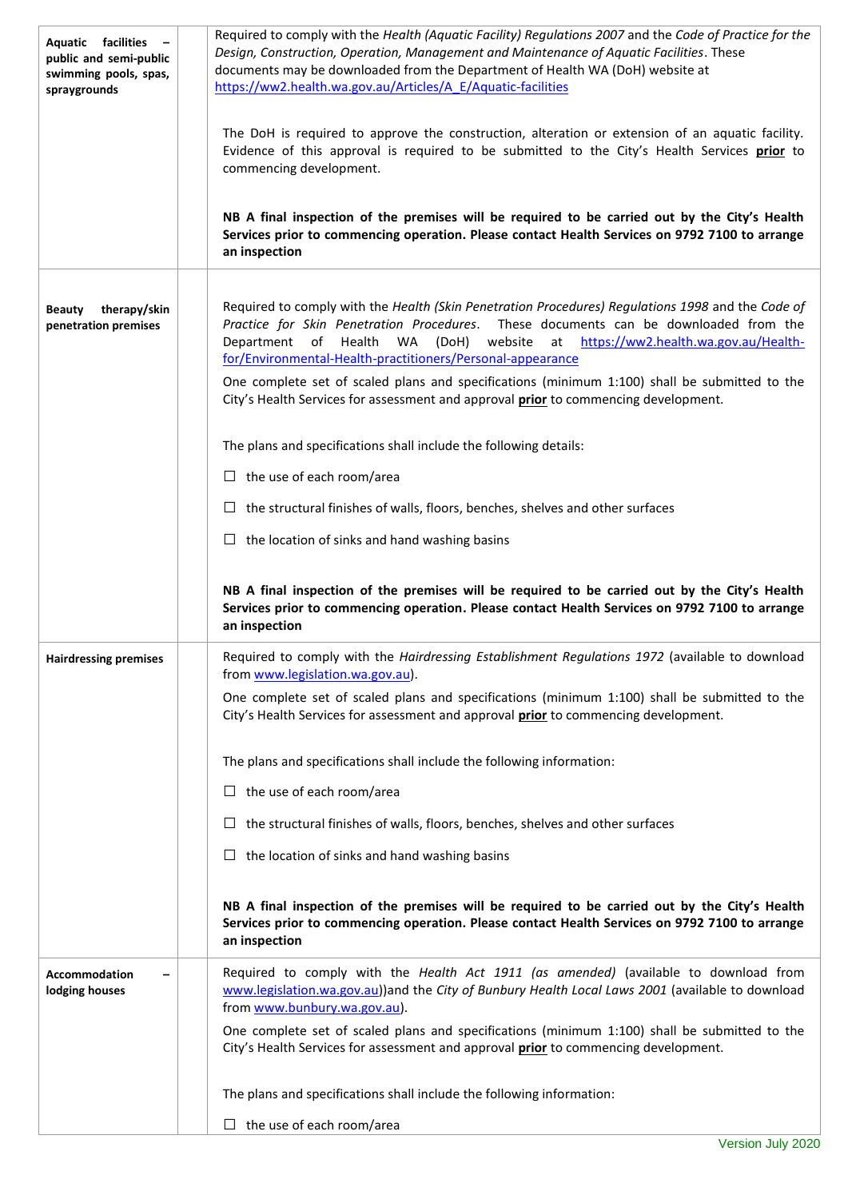| | | |
|---|---|---|
| **Aquatic facilities – public and semi-public swimming pools, spas, spraygrounds** | | Required to comply with the *Health (Aquatic Facility) Regulations 2007* and the *Code of Practice for the Design, Construction, Operation, Management and Maintenance of Aquatic Facilities*. These documents may be downloaded from the Department of Health WA (DoH) website at https://ww2.health.wa.gov.au/Articles/A_E/Aquatic-facilities<br><br>The DoH is required to approve the construction, alteration or extension of an aquatic facility. Evidence of this approval is required to be submitted to the City's Health Services **prior** to commencing development.<br><br>**NB A final inspection of the premises will be required to be carried out by the City's Health Services prior to commencing operation. Please contact Health Services on 9792 7100 to arrange an inspection** |
| **Beauty therapy/skin penetration premises** | | Required to comply with the *Health (Skin Penetration Procedures) Regulations 1998* and the *Code of Practice for Skin Penetration Procedures*. These documents can be downloaded from the Department of Health WA (DoH) website at https://ww2.health.wa.gov.au/Health-for/Environmental-Health-practitioners/Personal-appearance<br><br>One complete set of scaled plans and specifications (minimum 1:100) shall be submitted to the City's Health Services for assessment and approval **prior** to commencing development.<br><br>The plans and specifications shall include the following details:<br><br>☐ the use of each room/area<br><br>☐ the structural finishes of walls, floors, benches, shelves and other surfaces<br><br>☐ the location of sinks and hand washing basins<br><br>**NB A final inspection of the premises will be required to be carried out by the City's Health Services prior to commencing operation. Please contact Health Services on 9792 7100 to arrange an inspection** |
| **Hairdressing premises** | | Required to comply with the *Hairdressing Establishment Regulations 1972* (available to download from www.legislation.wa.gov.au).<br><br>One complete set of scaled plans and specifications (minimum 1:100) shall be submitted to the City's Health Services for assessment and approval **prior** to commencing development.<br><br>The plans and specifications shall include the following information:<br><br>☐ the use of each room/area<br><br>☐ the structural finishes of walls, floors, benches, shelves and other surfaces<br><br>☐ the location of sinks and hand washing basins<br><br>**NB A final inspection of the premises will be required to be carried out by the City's Health Services prior to commencing operation. Please contact Health Services on 9792 7100 to arrange an inspection** |
| **Accommodation – lodging houses** | | Required to comply with the *Health Act 1911 (as amended)* (available to download from www.legislation.wa.gov.au))and the *City of Bunbury Health Local Laws 2001* (available to download from www.bunbury.wa.gov.au).<br><br>One complete set of scaled plans and specifications (minimum 1:100) shall be submitted to the City's Health Services for assessment and approval **prior** to commencing development.<br><br>The plans and specifications shall include the following information:<br><br>☐ the use of each room/area |

Version July 2020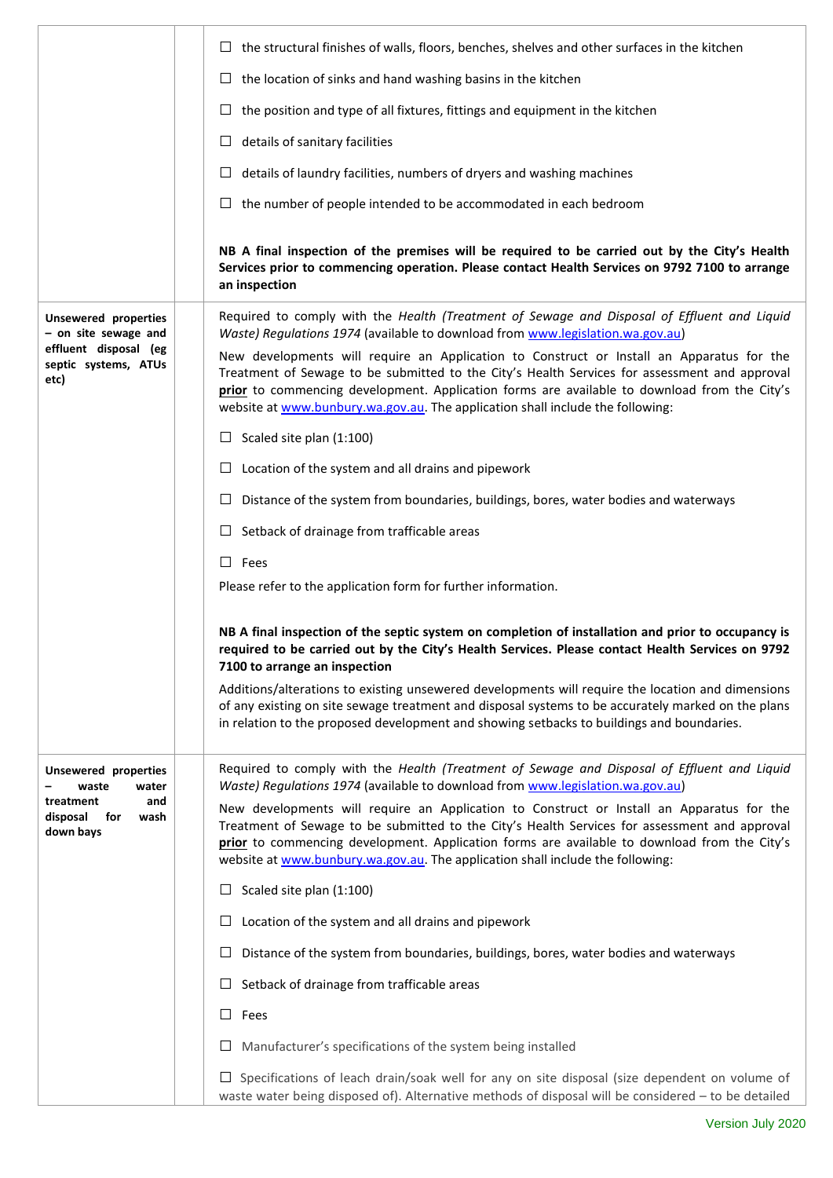| | | |
|---|---|---|
| | | ☐ the structural finishes of walls, floors, benches, shelves and other surfaces in the kitchen<br>☐ the location of sinks and hand washing basins in the kitchen<br>☐ the position and type of all fixtures, fittings and equipment in the kitchen<br>☐ details of sanitary facilities<br>☐ details of laundry facilities, numbers of dryers and washing machines<br>☐ the number of people intended to be accommodated in each bedroom<br><br>**NB A final inspection of the premises will be required to be carried out by the City's Health Services prior to commencing operation. Please contact Health Services on 9792 7100 to arrange an inspection** |
| **Unsewered properties – on site sewage and effluent disposal (eg septic systems, ATUs etc)** | | Required to comply with the *Health (Treatment of Sewage and Disposal of Effluent and Liquid Waste) Regulations 1974* (available to download from www.legislation.wa.gov.au)<br>New developments will require an Application to Construct or Install an Apparatus for the Treatment of Sewage to be submitted to the City's Health Services for assessment and approval **prior** to commencing development. Application forms are available to download from the City's website at www.bunbury.wa.gov.au. The application shall include the following:<br>☐ Scaled site plan (1:100)<br>☐ Location of the system and all drains and pipework<br>☐ Distance of the system from boundaries, buildings, bores, water bodies and waterways<br>☐ Setback of drainage from trafficable areas<br>☐ Fees<br>Please refer to the application form for further information.<br><br>**NB A final inspection of the septic system on completion of installation and prior to occupancy is required to be carried out by the City's Health Services. Please contact Health Services on 9792 7100 to arrange an inspection**<br>Additions/alterations to existing unsewered developments will require the location and dimensions of any existing on site sewage treatment and disposal systems to be accurately marked on the plans in relation to the proposed development and showing setbacks to buildings and boundaries. |
| **Unsewered properties – waste water treatment and disposal for wash down bays** | | Required to comply with the *Health (Treatment of Sewage and Disposal of Effluent and Liquid Waste) Regulations 1974* (available to download from www.legislation.wa.gov.au)<br>New developments will require an Application to Construct or Install an Apparatus for the Treatment of Sewage to be submitted to the City's Health Services for assessment and approval **prior** to commencing development. Application forms are available to download from the City's website at www.bunbury.wa.gov.au. The application shall include the following:<br>☐ Scaled site plan (1:100)<br>☐ Location of the system and all drains and pipework<br>☐ Distance of the system from boundaries, buildings, bores, water bodies and waterways<br>☐ Setback of drainage from trafficable areas<br>☐ Fees<br>☐ Manufacturer's specifications of the system being installed<br>☐ Specifications of leach drain/soak well for any on site disposal (size dependent on volume of waste water being disposed of). Alternative methods of disposal will be considered – to be detailed |

Version July 2020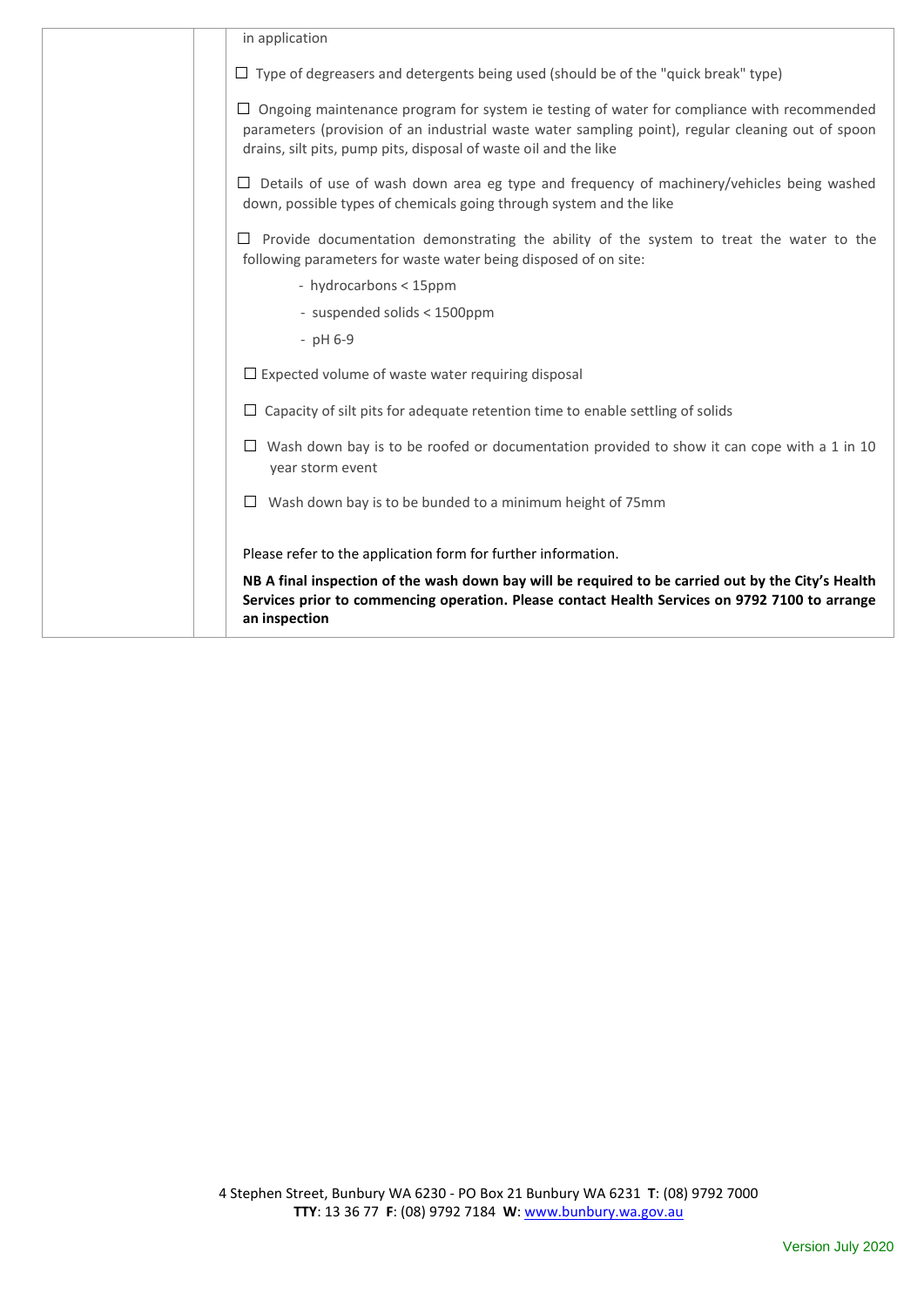| | | |
|---|---|---|
| | | in application<br><br>☐ Type of degreasers and detergents being used (should be of the "quick break" type)<br><br>☐ Ongoing maintenance program for system ie testing of water for compliance with recommended parameters (provision of an industrial waste water sampling point), regular cleaning out of spoon drains, silt pits, pump pits, disposal of waste oil and the like<br><br>☐ Details of use of wash down area eg type and frequency of machinery/vehicles being washed down, possible types of chemicals going through system and the like<br><br>☐ Provide documentation demonstrating the ability of the system to treat the water to the following parameters for waste water being disposed of on site:<br>- hydrocarbons < 15ppm<br>- suspended solids < 1500ppm<br>- pH 6-9<br><br>☐ Expected volume of waste water requiring disposal<br><br>☐ Capacity of silt pits for adequate retention time to enable settling of solids<br><br>☐ Wash down bay is to be roofed or documentation provided to show it can cope with a 1 in 10 year storm event<br><br>☐ Wash down bay is to be bunded to a minimum height of 75mm<br><br>Please refer to the application form for further information.<br><br>**NB A final inspection of the wash down bay will be required to be carried out by the City's Health Services prior to commencing operation. Please contact Health Services on 9792 7100 to arrange an inspection** |

4 Stephen Street, Bunbury WA 6230 - PO Box 21 Bunbury WA 6231 **T**: (08) 9792 7000
**TTY**: 13 36 77 **F**: (08) 9792 7184 **W**: www.bunbury.wa.gov.au

Version July 2020